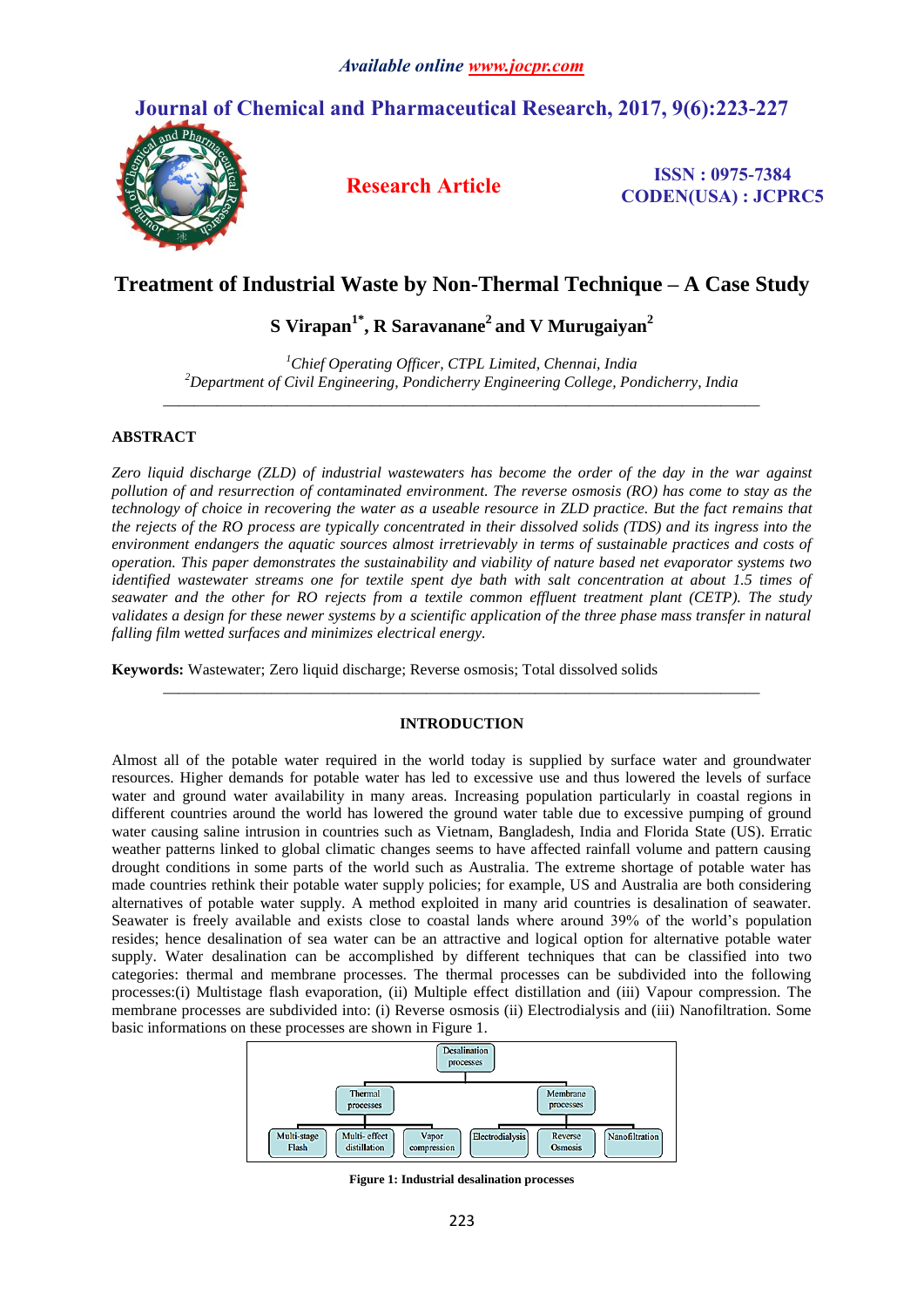*Available online www.jocpr.com*

# Journal of Chemical and Pharmaceutical Research, 2017, 9(6):223-227

**Research Article**

**ISSN : 0975-7384**
**CODEN(USA) : JCPRC5**

# Treatment of Industrial Waste by Non-Thermal Technique – A Case Study

**S Virapan[1*], R Saravanane[2] and V Murugaiyan[2]**

[1]*Chief Operating Officer, CTPL Limited, Chennai, India*
[2]*Department of Civil Engineering, Pondicherry Engineering College, Pondicherry, India*

## ABSTRACT

*Zero liquid discharge (ZLD) of industrial wastewaters has become the order of the day in the war against pollution of and resurrection of contaminated environment. The reverse osmosis (RO) has come to stay as the technology of choice in recovering the water as a useable resource in ZLD practice. But the fact remains that the rejects of the RO process are typically concentrated in their dissolved solids (TDS) and its ingress into the environment endangers the aquatic sources almost irretrievably in terms of sustainable practices and costs of operation. This paper demonstrates the sustainability and viability of nature based net evaporator systems two identified wastewater streams one for textile spent dye bath with salt concentration at about 1.5 times of seawater and the other for RO rejects from a textile common effluent treatment plant (CETP). The study validates a design for these newer systems by a scientific application of the three phase mass transfer in natural falling film wetted surfaces and minimizes electrical energy.*

**Keywords:** Wastewater; Zero liquid discharge; Reverse osmosis; Total dissolved solids

## INTRODUCTION

Almost all of the potable water required in the world today is supplied by surface water and groundwater resources. Higher demands for potable water has led to excessive use and thus lowered the levels of surface water and ground water availability in many areas. Increasing population particularly in coastal regions in different countries around the world has lowered the ground water table due to excessive pumping of ground water causing saline intrusion in countries such as Vietnam, Bangladesh, India and Florida State (US). Erratic weather patterns linked to global climatic changes seems to have affected rainfall volume and pattern causing drought conditions in some parts of the world such as Australia. The extreme shortage of potable water has made countries rethink their potable water supply policies; for example, US and Australia are both considering alternatives of potable water supply. A method exploited in many arid countries is desalination of seawater. Seawater is freely available and exists close to coastal lands where around 39% of the world's population resides; hence desalination of sea water can be an attractive and logical option for alternative potable water supply. Water desalination can be accomplished by different techniques that can be classified into two categories: thermal and membrane processes. The thermal processes can be subdivided into the following processes:(i) Multistage flash evaporation, (ii) Multiple effect distillation and (iii) Vapour compression. The membrane processes are subdivided into: (i) Reverse osmosis (ii) Electrodialysis and (iii) Nanofiltration. Some basic informations on these processes are shown in Figure 1.

- Desalination processes
  - Thermal processes
    - Multi-stage Flash
    - Multi- effect distillation
    - Vapor compression
  - Membrane processes
    - Electrodialysis
    - Reverse Osmosis
    - Nanofiltration

**Figure 1: Industrial desalination processes**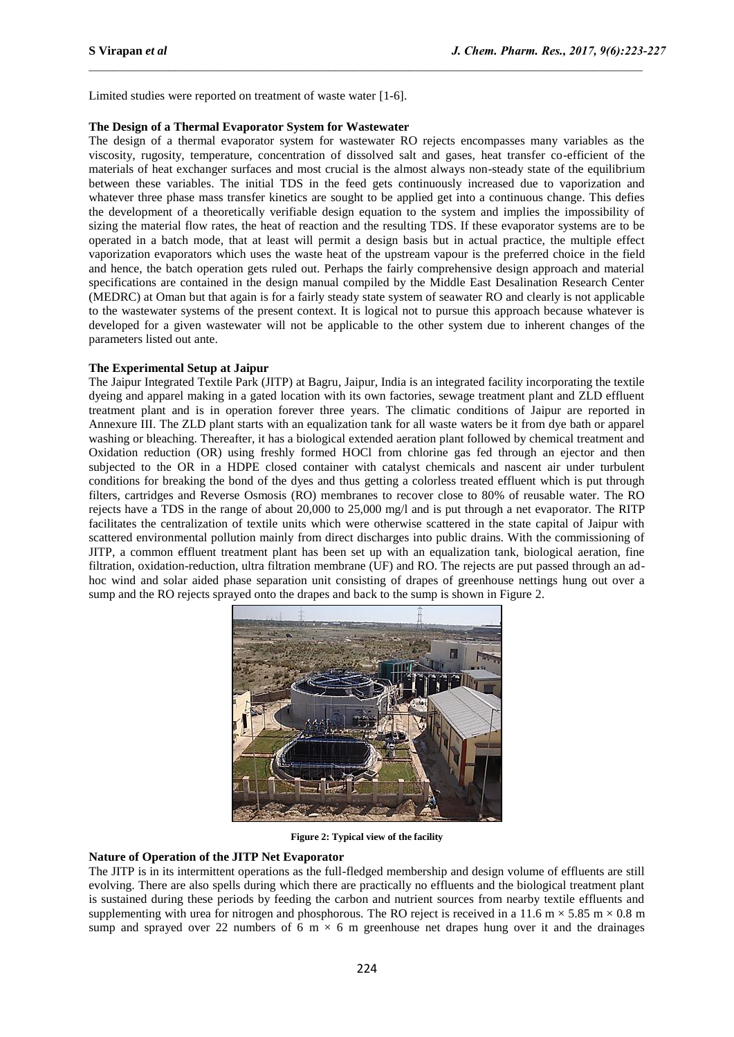Limited studies were reported on treatment of waste water [1-6].

### The Design of a Thermal Evaporator System for Wastewater

The design of a thermal evaporator system for wastewater RO rejects encompasses many variables as the viscosity, rugosity, temperature, concentration of dissolved salt and gases, heat transfer co-efficient of the materials of heat exchanger surfaces and most crucial is the almost always non-steady state of the equilibrium between these variables. The initial TDS in the feed gets continuously increased due to vaporization and whatever three phase mass transfer kinetics are sought to be applied get into a continuous change. This defies the development of a theoretically verifiable design equation to the system and implies the impossibility of sizing the material flow rates, the heat of reaction and the resulting TDS. If these evaporator systems are to be operated in a batch mode, that at least will permit a design basis but in actual practice, the multiple effect vaporization evaporators which uses the waste heat of the upstream vapour is the preferred choice in the field and hence, the batch operation gets ruled out. Perhaps the fairly comprehensive design approach and material specifications are contained in the design manual compiled by the Middle East Desalination Research Center (MEDRC) at Oman but that again is for a fairly steady state system of seawater RO and clearly is not applicable to the wastewater systems of the present context. It is logical not to pursue this approach because whatever is developed for a given wastewater will not be applicable to the other system due to inherent changes of the parameters listed out ante.

### The Experimental Setup at Jaipur

The Jaipur Integrated Textile Park (JITP) at Bagru, Jaipur, India is an integrated facility incorporating the textile dyeing and apparel making in a gated location with its own factories, sewage treatment plant and ZLD effluent treatment plant and is in operation forever three years. The climatic conditions of Jaipur are reported in Annexure III. The ZLD plant starts with an equalization tank for all waste waters be it from dye bath or apparel washing or bleaching. Thereafter, it has a biological extended aeration plant followed by chemical treatment and Oxidation reduction (OR) using freshly formed HOCl from chlorine gas fed through an ejector and then subjected to the OR in a HDPE closed container with catalyst chemicals and nascent air under turbulent conditions for breaking the bond of the dyes and thus getting a colorless treated effluent which is put through filters, cartridges and Reverse Osmosis (RO) membranes to recover close to 80% of reusable water. The RO rejects have a TDS in the range of about 20,000 to 25,000 mg/l and is put through a net evaporator. The RITP facilitates the centralization of textile units which were otherwise scattered in the state capital of Jaipur with scattered environmental pollution mainly from direct discharges into public drains. With the commissioning of JITP, a common effluent treatment plant has been set up with an equalization tank, biological aeration, fine filtration, oxidation-reduction, ultra filtration membrane (UF) and RO. The rejects are put passed through an ad-hoc wind and solar aided phase separation unit consisting of drapes of greenhouse nettings hung out over a sump and the RO rejects sprayed onto the drapes and back to the sump is shown in Figure 2.

**Figure 2: Typical view of the facility**

### Nature of Operation of the JITP Net Evaporator

The JITP is in its intermittent operations as the full-fledged membership and design volume of effluents are still evolving. There are also spells during which there are practically no effluents and the biological treatment plant is sustained during these periods by feeding the carbon and nutrient sources from nearby textile effluents and supplementing with urea for nitrogen and phosphorous. The RO reject is received in a 11.6 m × 5.85 m × 0.8 m sump and sprayed over 22 numbers of 6 m × 6 m greenhouse net drapes hung over it and the drainages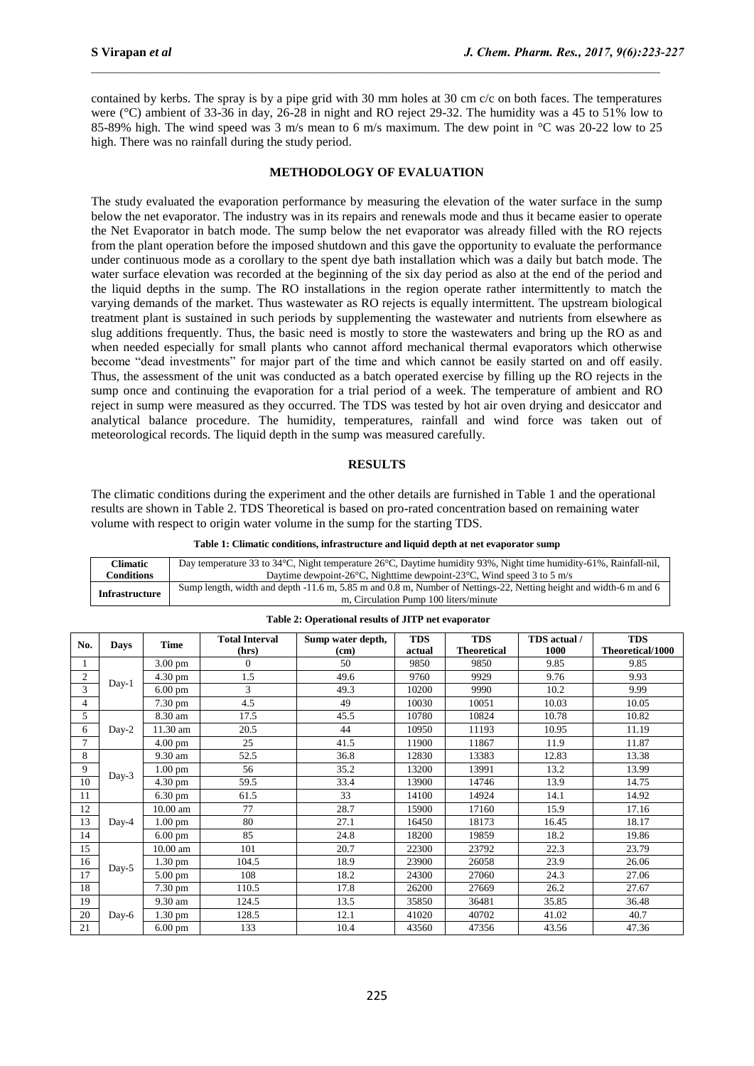contained by kerbs. The spray is by a pipe grid with 30 mm holes at 30 cm c/c on both faces. The temperatures were (°C) ambient of 33-36 in day, 26-28 in night and RO reject 29-32. The humidity was a 45 to 51% low to 85-89% high. The wind speed was 3 m/s mean to 6 m/s maximum. The dew point in °C was 20-22 low to 25 high. There was no rainfall during the study period.

## METHODOLOGY OF EVALUATION

The study evaluated the evaporation performance by measuring the elevation of the water surface in the sump below the net evaporator. The industry was in its repairs and renewals mode and thus it became easier to operate the Net Evaporator in batch mode. The sump below the net evaporator was already filled with the RO rejects from the plant operation before the imposed shutdown and this gave the opportunity to evaluate the performance under continuous mode as a corollary to the spent dye bath installation which was a daily but batch mode. The water surface elevation was recorded at the beginning of the six day period as also at the end of the period and the liquid depths in the sump. The RO installations in the region operate rather intermittently to match the varying demands of the market. Thus wastewater as RO rejects is equally intermittent. The upstream biological treatment plant is sustained in such periods by supplementing the wastewater and nutrients from elsewhere as slug additions frequently. Thus, the basic need is mostly to store the wastewaters and bring up the RO as and when needed especially for small plants who cannot afford mechanical thermal evaporators which otherwise become "dead investments" for major part of the time and which cannot be easily started on and off easily. Thus, the assessment of the unit was conducted as a batch operated exercise by filling up the RO rejects in the sump once and continuing the evaporation for a trial period of a week. The temperature of ambient and RO reject in sump were measured as they occurred. The TDS was tested by hot air oven drying and desiccator and analytical balance procedure. The humidity, temperatures, rainfall and wind force was taken out of meteorological records. The liquid depth in the sump was measured carefully.

## RESULTS

The climatic conditions during the experiment and the other details are furnished in Table 1 and the operational results are shown in Table 2. TDS Theoretical is based on pro-rated concentration based on remaining water volume with respect to origin water volume in the sump for the starting TDS.

**Table 1: Climatic conditions, infrastructure and liquid depth at net evaporator sump**

| | |
|---|---|
| **Climatic Conditions** | Day temperature 33 to 34°C, Night temperature 26°C, Daytime humidity 93%, Night time humidity-61%, Rainfall-nil, Daytime dewpoint-26°C, Nighttime dewpoint-23°C, Wind speed 3 to 5 m/s |
| **Infrastructure** | Sump length, width and depth -11.6 m, 5.85 m and 0.8 m, Number of Nettings-22, Netting height and width-6 m and 6 m, Circulation Pump 100 liters/minute |

**Table 2: Operational results of JITP net evaporator**

| No. | Days | Time | Total Interval (hrs) | Sump water depth, (cm) | TDS actual | TDS Theoretical | TDS actual / 1000 | TDS Theoretical/1000 |
|---|---|---|---|---|---|---|---|---|
| 1 | Day-1 | 3.00 pm | 0 | 50 | 9850 | 9850 | 9.85 | 9.85 |
| 2 | | 4.30 pm | 1.5 | 49.6 | 9760 | 9929 | 9.76 | 9.93 |
| 3 | | 6.00 pm | 3 | 49.3 | 10200 | 9990 | 10.2 | 9.99 |
| 4 | | 7.30 pm | 4.5 | 49 | 10030 | 10051 | 10.03 | 10.05 |
| 5 | Day-2 | 8.30 am | 17.5 | 45.5 | 10780 | 10824 | 10.78 | 10.82 |
| 6 | | 11.30 am | 20.5 | 44 | 10950 | 11193 | 10.95 | 11.19 |
| 7 | | 4.00 pm | 25 | 41.5 | 11900 | 11867 | 11.9 | 11.87 |
| 8 | Day-3 | 9.30 am | 52.5 | 36.8 | 12830 | 13383 | 12.83 | 13.38 |
| 9 | | 1.00 pm | 56 | 35.2 | 13200 | 13991 | 13.2 | 13.99 |
| 10 | | 4.30 pm | 59.5 | 33.4 | 13900 | 14746 | 13.9 | 14.75 |
| 11 | | 6.30 pm | 61.5 | 33 | 14100 | 14924 | 14.1 | 14.92 |
| 12 | Day-4 | 10.00 am | 77 | 28.7 | 15900 | 17160 | 15.9 | 17.16 |
| 13 | | 1.00 pm | 80 | 27.1 | 16450 | 18173 | 16.45 | 18.17 |
| 14 | | 6.00 pm | 85 | 24.8 | 18200 | 19859 | 18.2 | 19.86 |
| 15 | Day-5 | 10.00 am | 101 | 20.7 | 22300 | 23792 | 22.3 | 23.79 |
| 16 | | 1.30 pm | 104.5 | 18.9 | 23900 | 26058 | 23.9 | 26.06 |
| 17 | | 5.00 pm | 108 | 18.2 | 24300 | 27060 | 24.3 | 27.06 |
| 18 | | 7.30 pm | 110.5 | 17.8 | 26200 | 27669 | 26.2 | 27.67 |
| 19 | Day-6 | 9.30 am | 124.5 | 13.5 | 35850 | 36481 | 35.85 | 36.48 |
| 20 | | 1.30 pm | 128.5 | 12.1 | 41020 | 40702 | 41.02 | 40.7 |
| 21 | | 6.00 pm | 133 | 10.4 | 43560 | 47356 | 43.56 | 47.36 |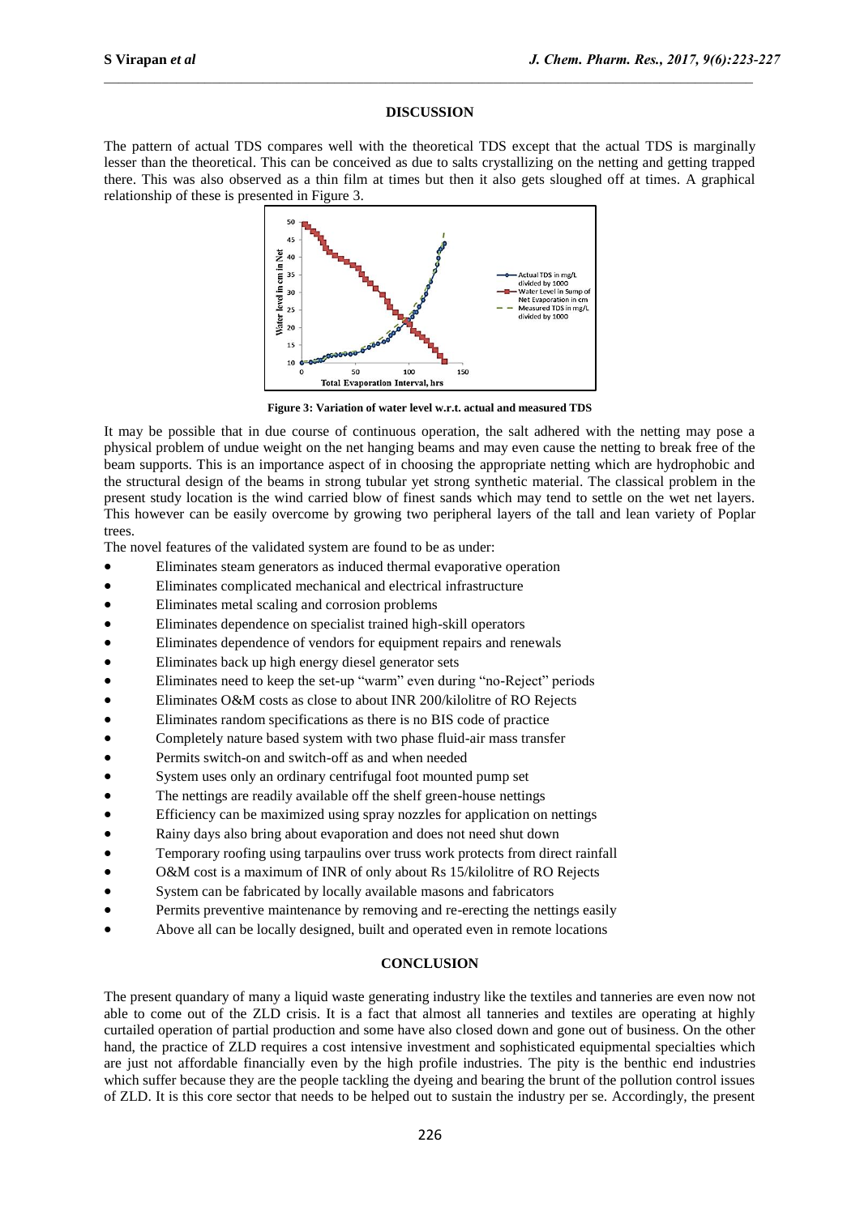## DISCUSSION

The pattern of actual TDS compares well with the theoretical TDS except that the actual TDS is marginally lesser than the theoretical. This can be conceived as due to salts crystallizing on the netting and getting trapped there. This was also observed as a thin film at times but then it also gets sloughed off at times. A graphical relationship of these is presented in Figure 3.

**Figure 3: Variation of water level w.r.t. actual and measured TDS**

It may be possible that in due course of continuous operation, the salt adhered with the netting may pose a physical problem of undue weight on the net hanging beams and may even cause the netting to break free of the beam supports. This is an importance aspect of in choosing the appropriate netting which are hydrophobic and the structural design of the beams in strong tubular yet strong synthetic material. The classical problem in the present study location is the wind carried blow of finest sands which may tend to settle on the wet net layers. This however can be easily overcome by growing two peripheral layers of the tall and lean variety of Poplar trees.

The novel features of the validated system are found to be as under:

- Eliminates steam generators as induced thermal evaporative operation
- Eliminates complicated mechanical and electrical infrastructure
- Eliminates metal scaling and corrosion problems
- Eliminates dependence on specialist trained high-skill operators
- Eliminates dependence of vendors for equipment repairs and renewals
- Eliminates back up high energy diesel generator sets
- Eliminates need to keep the set-up "warm" even during "no-Reject" periods
- Eliminates O&M costs as close to about INR 200/kilolitre of RO Rejects
- Eliminates random specifications as there is no BIS code of practice
- Completely nature based system with two phase fluid-air mass transfer
- Permits switch-on and switch-off as and when needed
- System uses only an ordinary centrifugal foot mounted pump set
- The nettings are readily available off the shelf green-house nettings
- Efficiency can be maximized using spray nozzles for application on nettings
- Rainy days also bring about evaporation and does not need shut down
- Temporary roofing using tarpaulins over truss work protects from direct rainfall
- O&M cost is a maximum of INR of only about Rs 15/kilolitre of RO Rejects
- System can be fabricated by locally available masons and fabricators
- Permits preventive maintenance by removing and re-erecting the nettings easily
- Above all can be locally designed, built and operated even in remote locations

## CONCLUSION

The present quandary of many a liquid waste generating industry like the textiles and tanneries are even now not able to come out of the ZLD crisis. It is a fact that almost all tanneries and textiles are operating at highly curtailed operation of partial production and some have also closed down and gone out of business. On the other hand, the practice of ZLD requires a cost intensive investment and sophisticated equipmental specialties which are just not affordable financially even by the high profile industries. The pity is the benthic end industries which suffer because they are the people tackling the dyeing and bearing the brunt of the pollution control issues of ZLD. It is this core sector that needs to be helped out to sustain the industry per se. Accordingly, the present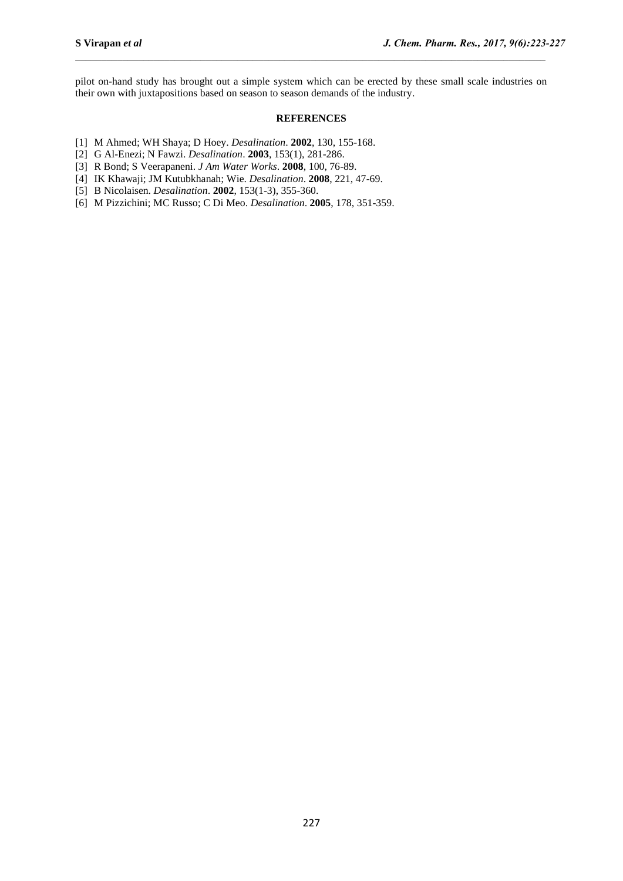pilot on-hand study has brought out a simple system which can be erected by these small scale industries on their own with juxtapositions based on season to season demands of the industry.

## REFERENCES

[1] M Ahmed; WH Shaya; D Hoey. *Desalination*. **2002**, 130, 155-168.

[2] G Al-Enezi; N Fawzi. *Desalination*. **2003**, 153(1), 281-286.

[3] R Bond; S Veerapaneni. *J Am Water Works*. **2008**, 100, 76-89.

[4] IK Khawaji; JM Kutubkhanah; Wie. *Desalination*. **2008**, 221, 47-69.

[5] B Nicolaisen. *Desalination*. **2002**, 153(1-3), 355-360.

[6] M Pizzichini; MC Russo; C Di Meo. *Desalination*. **2005**, 178, 351-359.